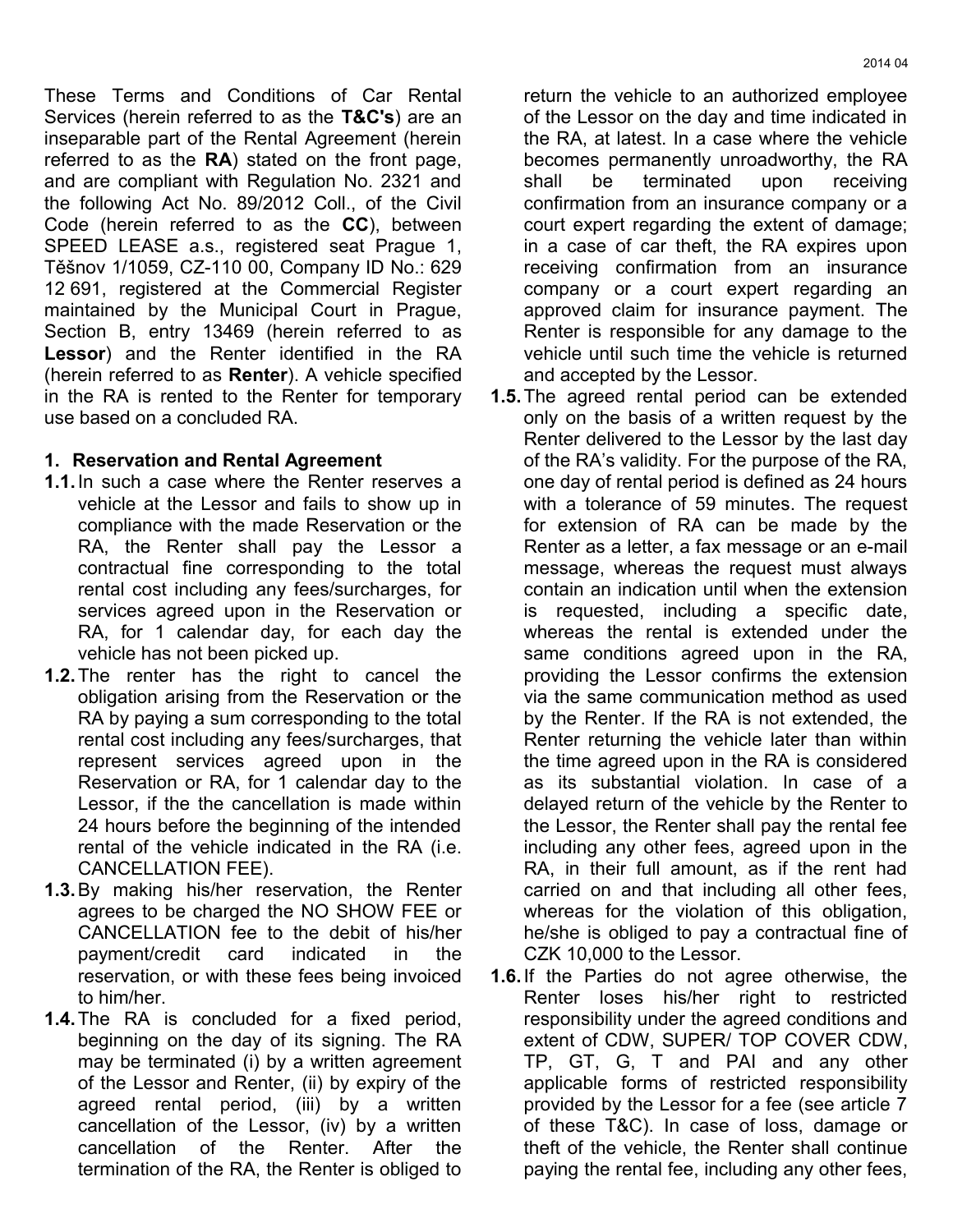These Terms and Conditions of Car Rental Services (herein referred to as the **T&C's**) are an inseparable part of the Rental Agreement (herein referred to as the **RA**) stated on the front page, and are compliant with Regulation No. 2321 and the following Act No. 89/2012 Coll., of the Civil Code (herein referred to as the **CC**), between SPEED LEASE a.s., registered seat Prague 1, Těšnov 1/1059, CZ-110 00, Company ID No.: 629 12 691, registered at the Commercial Register maintained by the Municipal Court in Prague, Section B, entry 13469 (herein referred to as **Lessor**) and the Renter identified in the RA (herein referred to as **Renter**). A vehicle specified in the RA is rented to the Renter for temporary use based on a concluded RA.

## 1. Reservation and Rental Agreement

**1.1.** In such a case where the Renter reserves a vehicle at the Lessor and fails to show up in compliance with the made Reservation or the RA, the Renter shall pay the Lessor a contractual fine corresponding to the total rental cost including any fees/surcharges, for services agreed upon in the Reservation or RA, for 1 calendar day, for each day the vehicle has not been picked up.

**1.2.** The renter has the right to cancel the obligation arising from the Reservation or the RA by paying a sum corresponding to the total rental cost including any fees/surcharges, that represent services agreed upon in the Reservation or RA, for 1 calendar day to the Lessor, if the the cancellation is made within 24 hours before the beginning of the intended rental of the vehicle indicated in the RA (i.e. CANCELLATION FEE).

**1.3.** By making his/her reservation, the Renter agrees to be charged the NO SHOW FEE or CANCELLATION fee to the debit of his/her payment/credit card indicated in the reservation, or with these fees being invoiced to him/her.

**1.4.** The RA is concluded for a fixed period, beginning on the day of its signing. The RA may be terminated (i) by a written agreement of the Lessor and Renter, (ii) by expiry of the agreed rental period, (iii) by a written cancellation of the Lessor, (iv) by a written cancellation of the Renter. After the termination of the RA, the Renter is obliged to return the vehicle to an authorized employee of the Lessor on the day and time indicated in the RA, at latest. In a case where the vehicle becomes permanently unroadworthy, the RA shall be terminated upon receiving confirmation from an insurance company or a court expert regarding the extent of damage; in a case of car theft, the RA expires upon receiving confirmation from an insurance company or a court expert regarding an approved claim for insurance payment. The Renter is responsible for any damage to the vehicle until such time the vehicle is returned and accepted by the Lessor.

**1.5.** The agreed rental period can be extended only on the basis of a written request by the Renter delivered to the Lessor by the last day of the RA's validity. For the purpose of the RA, one day of rental period is defined as 24 hours with a tolerance of 59 minutes. The request for extension of RA can be made by the Renter as a letter, a fax message or an e-mail message, whereas the request must always contain an indication until when the extension is requested, including a specific date, whereas the rental is extended under the same conditions agreed upon in the RA, providing the Lessor confirms the extension via the same communication method as used by the Renter. If the RA is not extended, the Renter returning the vehicle later than within the time agreed upon in the RA is considered as its substantial violation. In case of a delayed return of the vehicle by the Renter to the Lessor, the Renter shall pay the rental fee including any other fees, agreed upon in the RA, in their full amount, as if the rent had carried on and that including all other fees, whereas for the violation of this obligation, he/she is obliged to pay a contractual fine of CZK 10,000 to the Lessor.

**1.6.** If the Parties do not agree otherwise, the Renter loses his/her right to restricted responsibility under the agreed conditions and extent of CDW, SUPER/ TOP COVER CDW, TP, GT, G, T and PAI and any other applicable forms of restricted responsibility provided by the Lessor for a fee (see article 7 of these T&C). In case of loss, damage or theft of the vehicle, the Renter shall continue paying the rental fee, including any other fees,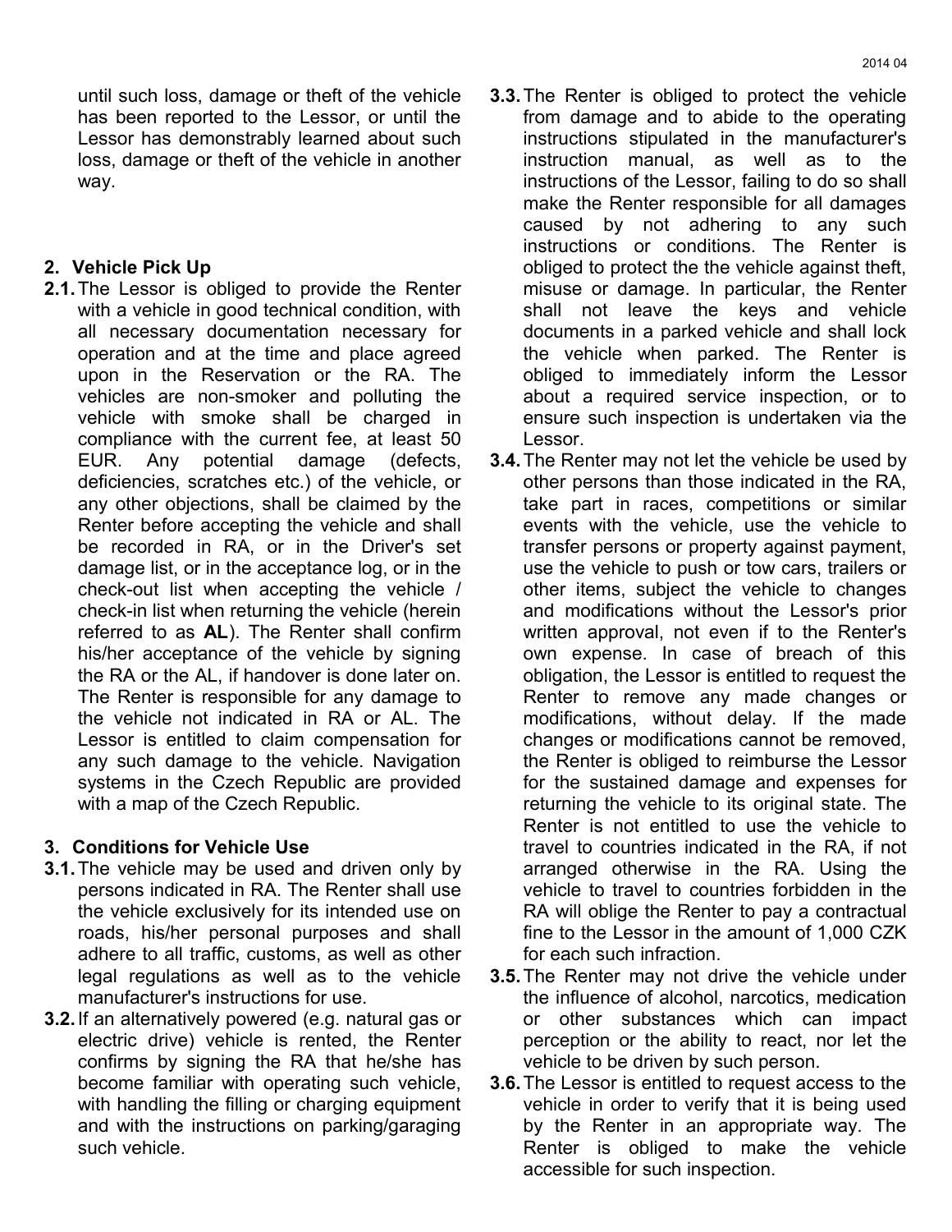until such loss, damage or theft of the vehicle has been reported to the Lessor, or until the Lessor has demonstrably learned about such loss, damage or theft of the vehicle in another way.

## 2. Vehicle Pick Up

**2.1.** The Lessor is obliged to provide the Renter with a vehicle in good technical condition, with all necessary documentation necessary for operation and at the time and place agreed upon in the Reservation or the RA. The vehicles are non-smoker and polluting the vehicle with smoke shall be charged in compliance with the current fee, at least 50 EUR. Any potential damage (defects, deficiencies, scratches etc.) of the vehicle, or any other objections, shall be claimed by the Renter before accepting the vehicle and shall be recorded in RA, or in the Driver's set damage list, or in the acceptance log, or in the check-out list when accepting the vehicle / check-in list when returning the vehicle (herein referred to as **AL**). The Renter shall confirm his/her acceptance of the vehicle by signing the RA or the AL, if handover is done later on. The Renter is responsible for any damage to the vehicle not indicated in RA or AL. The Lessor is entitled to claim compensation for any such damage to the vehicle. Navigation systems in the Czech Republic are provided with a map of the Czech Republic.

## 3. Conditions for Vehicle Use

**3.1.** The vehicle may be used and driven only by persons indicated in RA. The Renter shall use the vehicle exclusively for its intended use on roads, his/her personal purposes and shall adhere to all traffic, customs, as well as other legal regulations as well as to the vehicle manufacturer's instructions for use.

**3.2.** If an alternatively powered (e.g. natural gas or electric drive) vehicle is rented, the Renter confirms by signing the RA that he/she has become familiar with operating such vehicle, with handling the filling or charging equipment and with the instructions on parking/garaging such vehicle.

**3.3.** The Renter is obliged to protect the vehicle from damage and to abide to the operating instructions stipulated in the manufacturer's instruction manual, as well as to the instructions of the Lessor, failing to do so shall make the Renter responsible for all damages caused by not adhering to any such instructions or conditions. The Renter is obliged to protect the the vehicle against theft, misuse or damage. In particular, the Renter shall not leave the keys and vehicle documents in a parked vehicle and shall lock the vehicle when parked. The Renter is obliged to immediately inform the Lessor about a required service inspection, or to ensure such inspection is undertaken via the Lessor.

**3.4.** The Renter may not let the vehicle be used by other persons than those indicated in the RA, take part in races, competitions or similar events with the vehicle, use the vehicle to transfer persons or property against payment, use the vehicle to push or tow cars, trailers or other items, subject the vehicle to changes and modifications without the Lessor's prior written approval, not even if to the Renter's own expense. In case of breach of this obligation, the Lessor is entitled to request the Renter to remove any made changes or modifications, without delay. If the made changes or modifications cannot be removed, the Renter is obliged to reimburse the Lessor for the sustained damage and expenses for returning the vehicle to its original state. The Renter is not entitled to use the vehicle to travel to countries indicated in the RA, if not arranged otherwise in the RA. Using the vehicle to travel to countries forbidden in the RA will oblige the Renter to pay a contractual fine to the Lessor in the amount of 1,000 CZK for each such infraction.

**3.5.** The Renter may not drive the vehicle under the influence of alcohol, narcotics, medication or other substances which can impact perception or the ability to react, nor let the vehicle to be driven by such person.

**3.6.** The Lessor is entitled to request access to the vehicle in order to verify that it is being used by the Renter in an appropriate way. The Renter is obliged to make the vehicle accessible for such inspection.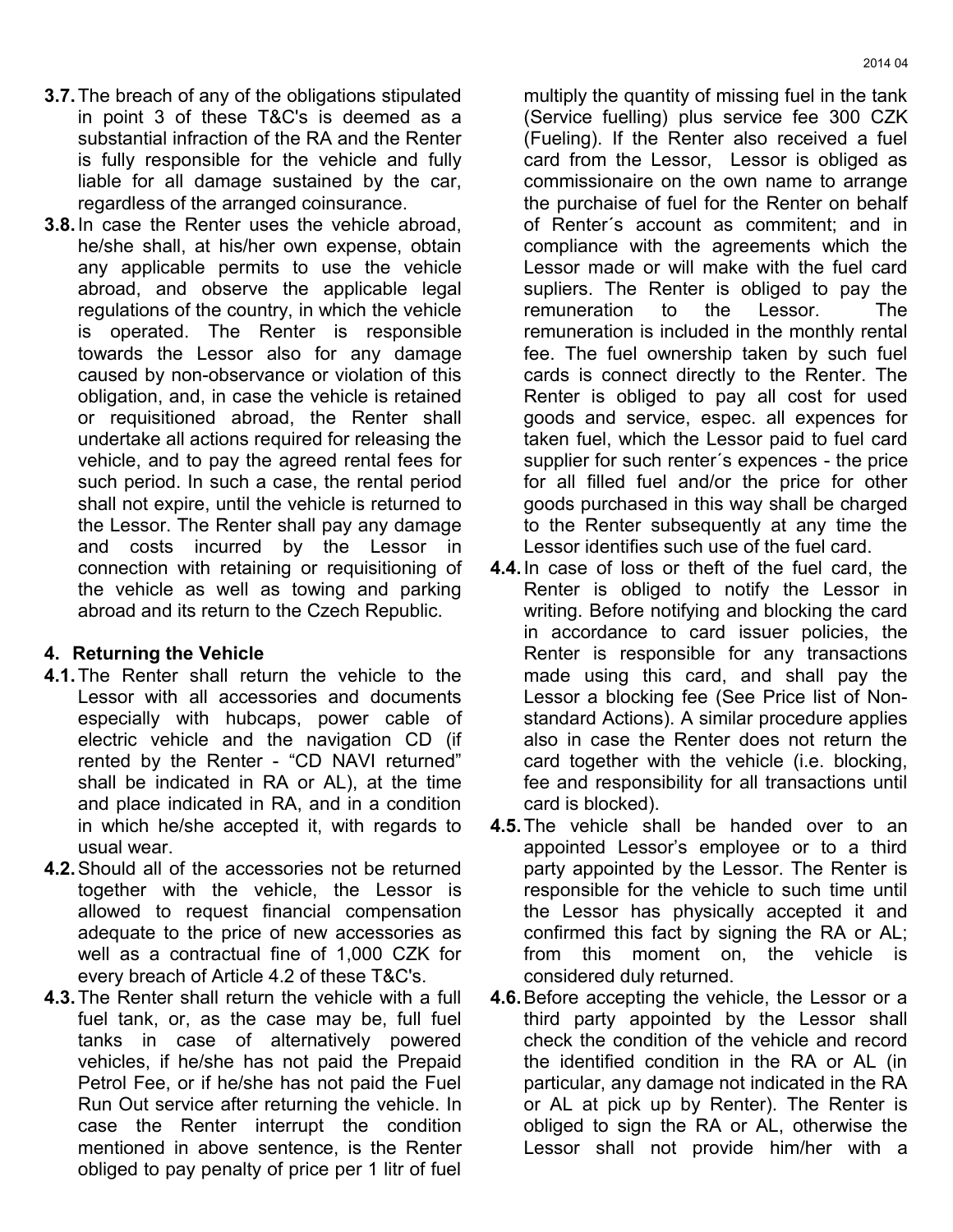**3.7.** The breach of any of the obligations stipulated in point 3 of these T&C's is deemed as a substantial infraction of the RA and the Renter is fully responsible for the vehicle and fully liable for all damage sustained by the car, regardless of the arranged coinsurance.

**3.8.** In case the Renter uses the vehicle abroad, he/she shall, at his/her own expense, obtain any applicable permits to use the vehicle abroad, and observe the applicable legal regulations of the country, in which the vehicle is operated. The Renter is responsible towards the Lessor also for any damage caused by non-observance or violation of this obligation, and, in case the vehicle is retained or requisitioned abroad, the Renter shall undertake all actions required for releasing the vehicle, and to pay the agreed rental fees for such period. In such a case, the rental period shall not expire, until the vehicle is returned to the Lessor. The Renter shall pay any damage and costs incurred by the Lessor in connection with retaining or requisitioning of the vehicle as well as towing and parking abroad and its return to the Czech Republic.

## 4. Returning the Vehicle

**4.1.** The Renter shall return the vehicle to the Lessor with all accessories and documents especially with hubcaps, power cable of electric vehicle and the navigation CD (if rented by the Renter - "CD NAVI returned" shall be indicated in RA or AL), at the time and place indicated in RA, and in a condition in which he/she accepted it, with regards to usual wear.

**4.2.** Should all of the accessories not be returned together with the vehicle, the Lessor is allowed to request financial compensation adequate to the price of new accessories as well as a contractual fine of 1,000 CZK for every breach of Article 4.2 of these T&C's.

**4.3.** The Renter shall return the vehicle with a full fuel tank, or, as the case may be, full fuel tanks in case of alternatively powered vehicles, if he/she has not paid the Prepaid Petrol Fee, or if he/she has not paid the Fuel Run Out service after returning the vehicle. In case the Renter interrupt the condition mentioned in above sentence, is the Renter obliged to pay penalty of price per 1 litr of fuel multiply the quantity of missing fuel in the tank (Service fuelling) plus service fee 300 CZK (Fueling). If the Renter also received a fuel card from the Lessor, Lessor is obliged as commissionaire on the own name to arrange the purchaise of fuel for the Renter on behalf of Renter´s account as commitent; and in compliance with the agreements which the Lessor made or will make with the fuel card supliers. The Renter is obliged to pay the remuneration to the Lessor. The remuneration is included in the monthly rental fee. The fuel ownership taken by such fuel cards is connect directly to the Renter. The Renter is obliged to pay all cost for used goods and service, espec. all expences for taken fuel, which the Lessor paid to fuel card supplier for such renter´s expences - the price for all filled fuel and/or the price for other goods purchased in this way shall be charged to the Renter subsequently at any time the Lessor identifies such use of the fuel card.

**4.4.** In case of loss or theft of the fuel card, the Renter is obliged to notify the Lessor in writing. Before notifying and blocking the card in accordance to card issuer policies, the Renter is responsible for any transactions made using this card, and shall pay the Lessor a blocking fee (See Price list of Non-standard Actions). A similar procedure applies also in case the Renter does not return the card together with the vehicle (i.e. blocking, fee and responsibility for all transactions until card is blocked).

**4.5.** The vehicle shall be handed over to an appointed Lessor's employee or to a third party appointed by the Lessor. The Renter is responsible for the vehicle to such time until the Lessor has physically accepted it and confirmed this fact by signing the RA or AL; from this moment on, the vehicle is considered duly returned.

**4.6.** Before accepting the vehicle, the Lessor or a third party appointed by the Lessor shall check the condition of the vehicle and record the identified condition in the RA or AL (in particular, any damage not indicated in the RA or AL at pick up by Renter). The Renter is obliged to sign the RA or AL, otherwise the Lessor shall not provide him/her with a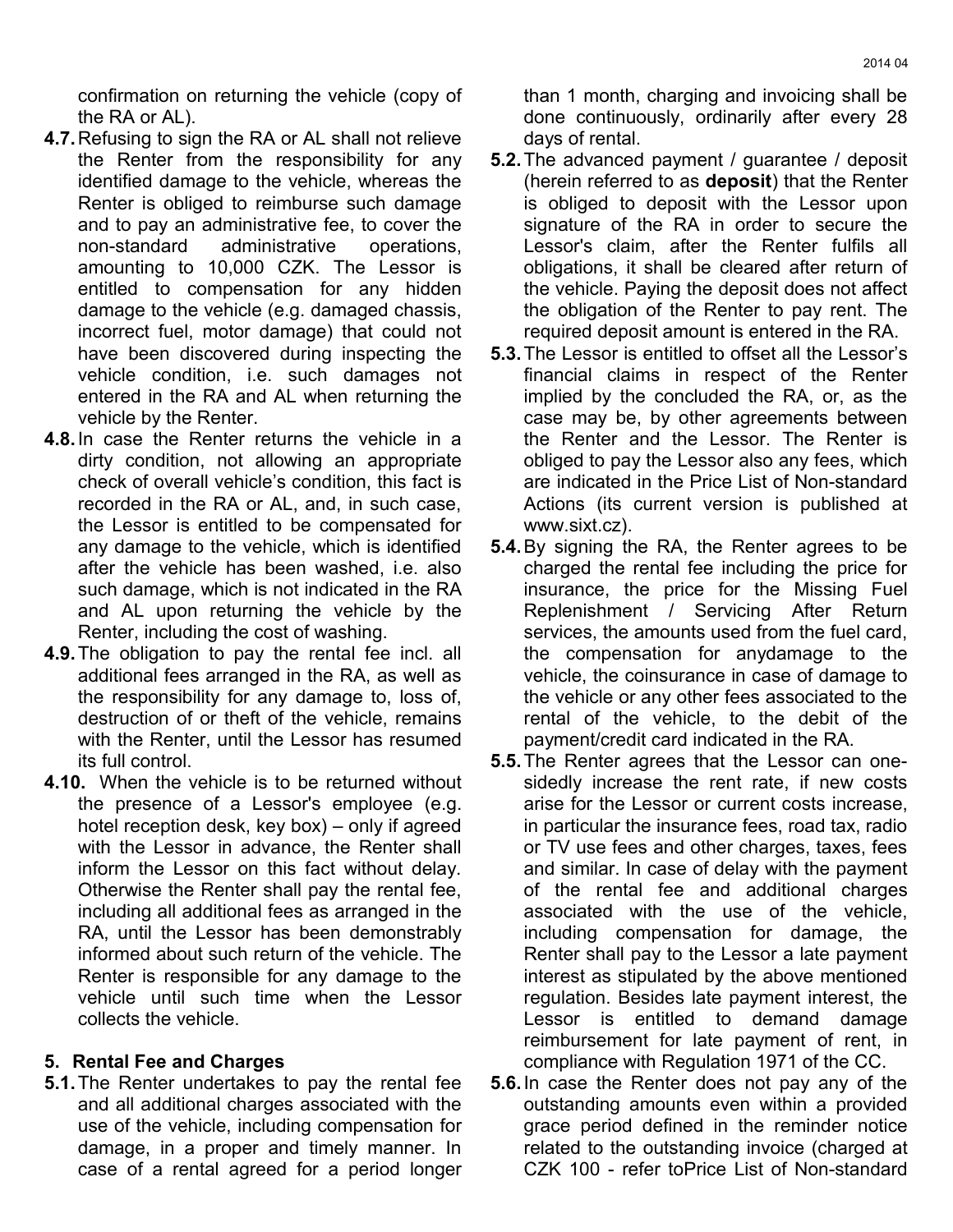confirmation on returning the vehicle (copy of the RA or AL).

**4.7.** Refusing to sign the RA or AL shall not relieve the Renter from the responsibility for any identified damage to the vehicle, whereas the Renter is obliged to reimburse such damage and to pay an administrative fee, to cover the non-standard administrative operations, amounting to 10,000 CZK. The Lessor is entitled to compensation for any hidden damage to the vehicle (e.g. damaged chassis, incorrect fuel, motor damage) that could not have been discovered during inspecting the vehicle condition, i.e. such damages not entered in the RA and AL when returning the vehicle by the Renter.

**4.8.** In case the Renter returns the vehicle in a dirty condition, not allowing an appropriate check of overall vehicle's condition, this fact is recorded in the RA or AL, and, in such case, the Lessor is entitled to be compensated for any damage to the vehicle, which is identified after the vehicle has been washed, i.e. also such damage, which is not indicated in the RA and AL upon returning the vehicle by the Renter, including the cost of washing.

**4.9.** The obligation to pay the rental fee incl. all additional fees arranged in the RA, as well as the responsibility for any damage to, loss of, destruction of or theft of the vehicle, remains with the Renter, until the Lessor has resumed its full control.

**4.10.** When the vehicle is to be returned without the presence of a Lessor's employee (e.g. hotel reception desk, key box) – only if agreed with the Lessor in advance, the Renter shall inform the Lessor on this fact without delay. Otherwise the Renter shall pay the rental fee, including all additional fees as arranged in the RA, until the Lessor has been demonstrably informed about such return of the vehicle. The Renter is responsible for any damage to the vehicle until such time when the Lessor collects the vehicle.

## 5. Rental Fee and Charges

**5.1.** The Renter undertakes to pay the rental fee and all additional charges associated with the use of the vehicle, including compensation for damage, in a proper and timely manner. In case of a rental agreed for a period longer than 1 month, charging and invoicing shall be done continuously, ordinarily after every 28 days of rental.

**5.2.** The advanced payment / guarantee / deposit (herein referred to as **deposit**) that the Renter is obliged to deposit with the Lessor upon signature of the RA in order to secure the Lessor's claim, after the Renter fulfils all obligations, it shall be cleared after return of the vehicle. Paying the deposit does not affect the obligation of the Renter to pay rent. The required deposit amount is entered in the RA.

**5.3.** The Lessor is entitled to offset all the Lessor's financial claims in respect of the Renter implied by the concluded the RA, or, as the case may be, by other agreements between the Renter and the Lessor. The Renter is obliged to pay the Lessor also any fees, which are indicated in the Price List of Non-standard Actions (its current version is published at www.sixt.cz).

**5.4.** By signing the RA, the Renter agrees to be charged the rental fee including the price for insurance, the price for the Missing Fuel Replenishment / Servicing After Return services, the amounts used from the fuel card, the compensation for anydamage to the vehicle, the coinsurance in case of damage to the vehicle or any other fees associated to the rental of the vehicle, to the debit of the payment/credit card indicated in the RA.

**5.5.** The Renter agrees that the Lessor can one-sidedly increase the rent rate, if new costs arise for the Lessor or current costs increase, in particular the insurance fees, road tax, radio or TV use fees and other charges, taxes, fees and similar. In case of delay with the payment of the rental fee and additional charges associated with the use of the vehicle, including compensation for damage, the Renter shall pay to the Lessor a late payment interest as stipulated by the above mentioned regulation. Besides late payment interest, the Lessor is entitled to demand damage reimbursement for late payment of rent, in compliance with Regulation 1971 of the CC.

**5.6.** In case the Renter does not pay any of the outstanding amounts even within a provided grace period defined in the reminder notice related to the outstanding invoice (charged at CZK 100 - refer toPrice List of Non-standard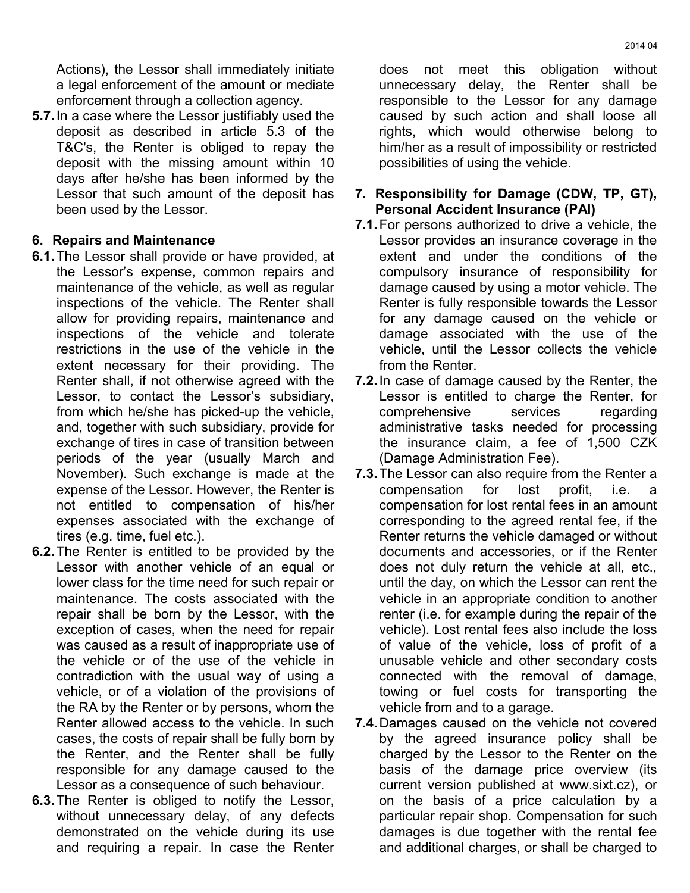Actions), the Lessor shall immediately initiate a legal enforcement of the amount or mediate enforcement through a collection agency.

**5.7.** In a case where the Lessor justifiably used the deposit as described in article 5.3 of the T&C's, the Renter is obliged to repay the deposit with the missing amount within 10 days after he/she has been informed by the Lessor that such amount of the deposit has been used by the Lessor.

## 6. Repairs and Maintenance

**6.1.** The Lessor shall provide or have provided, at the Lessor's expense, common repairs and maintenance of the vehicle, as well as regular inspections of the vehicle. The Renter shall allow for providing repairs, maintenance and inspections of the vehicle and tolerate restrictions in the use of the vehicle in the extent necessary for their providing. The Renter shall, if not otherwise agreed with the Lessor, to contact the Lessor's subsidiary, from which he/she has picked-up the vehicle, and, together with such subsidiary, provide for exchange of tires in case of transition between periods of the year (usually March and November). Such exchange is made at the expense of the Lessor. However, the Renter is not entitled to compensation of his/her expenses associated with the exchange of tires (e.g. time, fuel etc.).

**6.2.** The Renter is entitled to be provided by the Lessor with another vehicle of an equal or lower class for the time need for such repair or maintenance. The costs associated with the repair shall be born by the Lessor, with the exception of cases, when the need for repair was caused as a result of inappropriate use of the vehicle or of the use of the vehicle in contradiction with the usual way of using a vehicle, or of a violation of the provisions of the RA by the Renter or by persons, whom the Renter allowed access to the vehicle. In such cases, the costs of repair shall be fully born by the Renter, and the Renter shall be fully responsible for any damage caused to the Lessor as a consequence of such behaviour.

**6.3.** The Renter is obliged to notify the Lessor, without unnecessary delay, of any defects demonstrated on the vehicle during its use and requiring a repair. In case the Renter does not meet this obligation without unnecessary delay, the Renter shall be responsible to the Lessor for any damage caused by such action and shall loose all rights, which would otherwise belong to him/her as a result of impossibility or restricted possibilities of using the vehicle.

## 7. Responsibility for Damage (CDW, TP, GT), Personal Accident Insurance (PAI)

**7.1.** For persons authorized to drive a vehicle, the Lessor provides an insurance coverage in the extent and under the conditions of the compulsory insurance of responsibility for damage caused by using a motor vehicle. The Renter is fully responsible towards the Lessor for any damage caused on the vehicle or damage associated with the use of the vehicle, until the Lessor collects the vehicle from the Renter.

**7.2.** In case of damage caused by the Renter, the Lessor is entitled to charge the Renter, for comprehensive services regarding administrative tasks needed for processing the insurance claim, a fee of 1,500 CZK (Damage Administration Fee).

**7.3.** The Lessor can also require from the Renter a compensation for lost profit, i.e. a compensation for lost rental fees in an amount corresponding to the agreed rental fee, if the Renter returns the vehicle damaged or without documents and accessories, or if the Renter does not duly return the vehicle at all, etc., until the day, on which the Lessor can rent the vehicle in an appropriate condition to another renter (i.e. for example during the repair of the vehicle). Lost rental fees also include the loss of value of the vehicle, loss of profit of a unusable vehicle and other secondary costs connected with the removal of damage, towing or fuel costs for transporting the vehicle from and to a garage.

**7.4.** Damages caused on the vehicle not covered by the agreed insurance policy shall be charged by the Lessor to the Renter on the basis of the damage price overview (its current version published at www.sixt.cz), or on the basis of a price calculation by a particular repair shop. Compensation for such damages is due together with the rental fee and additional charges, or shall be charged to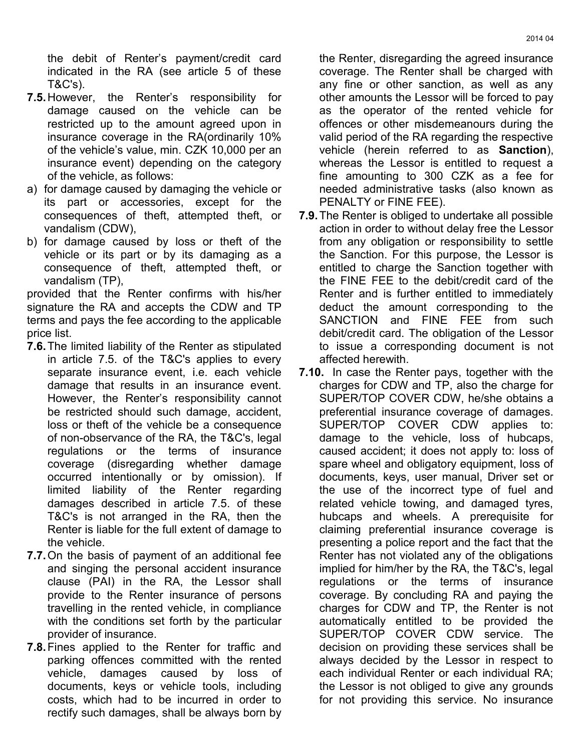the debit of Renter's payment/credit card indicated in the RA (see article 5 of these T&C's).

**7.5.** However, the Renter's responsibility for damage caused on the vehicle can be restricted up to the amount agreed upon in insurance coverage in the RA(ordinarily 10% of the vehicle's value, min. CZK 10,000 per an insurance event) depending on the category of the vehicle, as follows:

a) for damage caused by damaging the vehicle or its part or accessories, except for the consequences of theft, attempted theft, or vandalism (CDW),

b) for damage caused by loss or theft of the vehicle or its part or by its damaging as a consequence of theft, attempted theft, or vandalism (TP),

provided that the Renter confirms with his/her signature the RA and accepts the CDW and TP terms and pays the fee according to the applicable price list.

**7.6.** The limited liability of the Renter as stipulated in article 7.5. of the T&C's applies to every separate insurance event, i.e. each vehicle damage that results in an insurance event. However, the Renter's responsibility cannot be restricted should such damage, accident, loss or theft of the vehicle be a consequence of non-observance of the RA, the T&C's, legal regulations or the terms of insurance coverage (disregarding whether damage occurred intentionally or by omission). If limited liability of the Renter regarding damages described in article 7.5. of these T&C's is not arranged in the RA, then the Renter is liable for the full extent of damage to the vehicle.

**7.7.** On the basis of payment of an additional fee and singing the personal accident insurance clause (PAI) in the RA, the Lessor shall provide to the Renter insurance of persons travelling in the rented vehicle, in compliance with the conditions set forth by the particular provider of insurance.

**7.8.** Fines applied to the Renter for traffic and parking offences committed with the rented vehicle, damages caused by loss of documents, keys or vehicle tools, including costs, which had to be incurred in order to rectify such damages, shall be always born by the Renter, disregarding the agreed insurance coverage. The Renter shall be charged with any fine or other sanction, as well as any other amounts the Lessor will be forced to pay as the operator of the rented vehicle for offences or other misdemeanours during the valid period of the RA regarding the respective vehicle (herein referred to as **Sanction**), whereas the Lessor is entitled to request a fine amounting to 300 CZK as a fee for needed administrative tasks (also known as PENALTY or FINE FEE).

**7.9.** The Renter is obliged to undertake all possible action in order to without delay free the Lessor from any obligation or responsibility to settle the Sanction. For this purpose, the Lessor is entitled to charge the Sanction together with the FINE FEE to the debit/credit card of the Renter and is further entitled to immediately deduct the amount corresponding to the SANCTION and FINE FEE from such debit/credit card. The obligation of the Lessor to issue a corresponding document is not affected herewith.

**7.10.** In case the Renter pays, together with the charges for CDW and TP, also the charge for SUPER/TOP COVER CDW, he/she obtains a preferential insurance coverage of damages. SUPER/TOP COVER CDW applies to: damage to the vehicle, loss of hubcaps, caused accident; it does not apply to: loss of spare wheel and obligatory equipment, loss of documents, keys, user manual, Driver set or the use of the incorrect type of fuel and related vehicle towing, and damaged tyres, hubcaps and wheels. A prerequisite for claiming preferential insurance coverage is presenting a police report and the fact that the Renter has not violated any of the obligations implied for him/her by the RA, the T&C's, legal regulations or the terms of insurance coverage. By concluding RA and paying the charges for CDW and TP, the Renter is not automatically entitled to be provided the SUPER/TOP COVER CDW service. The decision on providing these services shall be always decided by the Lessor in respect to each individual Renter or each individual RA; the Lessor is not obliged to give any grounds for not providing this service. No insurance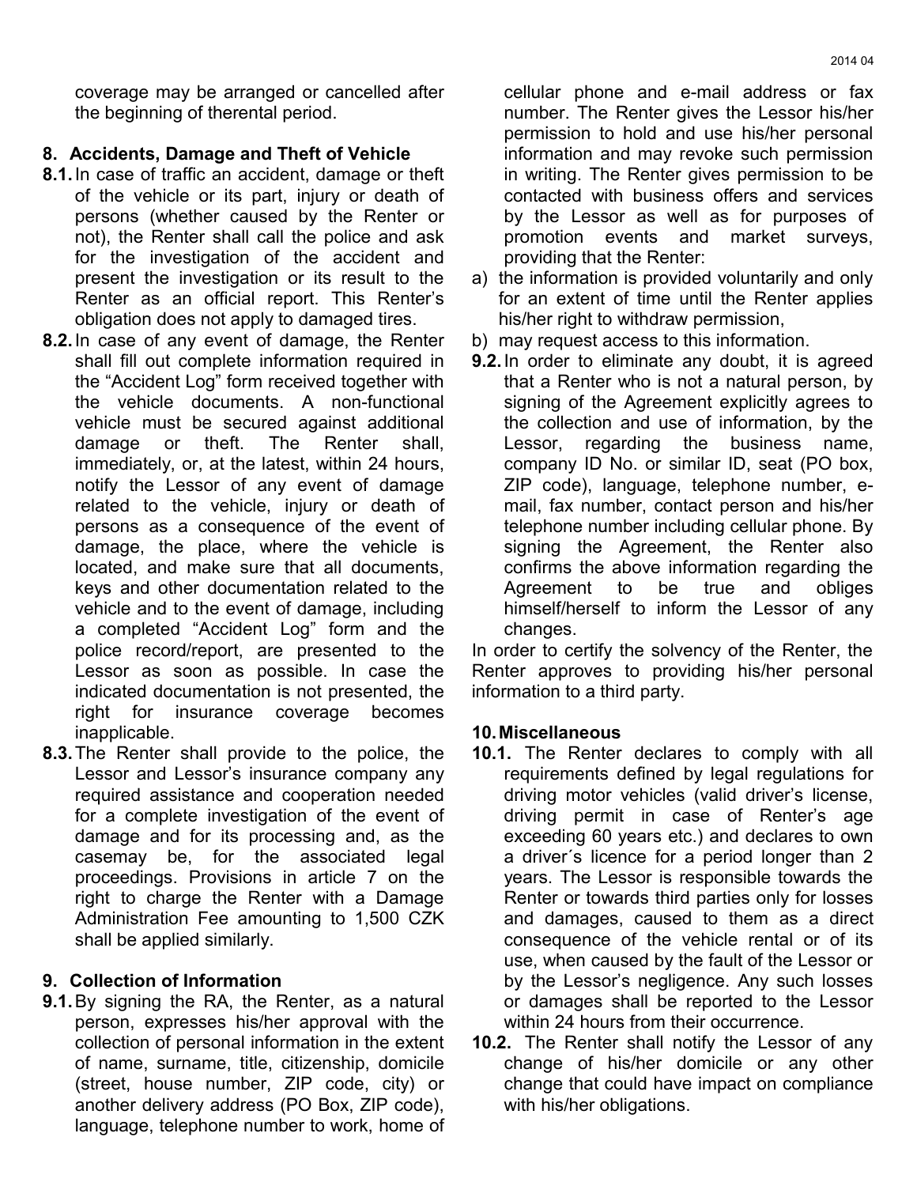coverage may be arranged or cancelled after the beginning of therental period.

## 8. Accidents, Damage and Theft of Vehicle

**8.1.** In case of traffic an accident, damage or theft of the vehicle or its part, injury or death of persons (whether caused by the Renter or not), the Renter shall call the police and ask for the investigation of the accident and present the investigation or its result to the Renter as an official report. This Renter's obligation does not apply to damaged tires.

**8.2.** In case of any event of damage, the Renter shall fill out complete information required in the "Accident Log" form received together with the vehicle documents. A non-functional vehicle must be secured against additional damage or theft. The Renter shall, immediately, or, at the latest, within 24 hours, notify the Lessor of any event of damage related to the vehicle, injury or death of persons as a consequence of the event of damage, the place, where the vehicle is located, and make sure that all documents, keys and other documentation related to the vehicle and to the event of damage, including a completed "Accident Log" form and the police record/report, are presented to the Lessor as soon as possible. In case the indicated documentation is not presented, the right for insurance coverage becomes inapplicable.

**8.3.** The Renter shall provide to the police, the Lessor and Lessor's insurance company any required assistance and cooperation needed for a complete investigation of the event of damage and for its processing and, as the casemay be, for the associated legal proceedings. Provisions in article 7 on the right to charge the Renter with a Damage Administration Fee amounting to 1,500 CZK shall be applied similarly.

## 9. Collection of Information

**9.1.** By signing the RA, the Renter, as a natural person, expresses his/her approval with the collection of personal information in the extent of name, surname, title, citizenship, domicile (street, house number, ZIP code, city) or another delivery address (PO Box, ZIP code), language, telephone number to work, home of cellular phone and e-mail address or fax number. The Renter gives the Lessor his/her permission to hold and use his/her personal information and may revoke such permission in writing. The Renter gives permission to be contacted with business offers and services by the Lessor as well as for purposes of promotion events and market surveys, providing that the Renter:

a) the information is provided voluntarily and only for an extent of time until the Renter applies his/her right to withdraw permission,

b) may request access to this information.

**9.2.** In order to eliminate any doubt, it is agreed that a Renter who is not a natural person, by signing of the Agreement explicitly agrees to the collection and use of information, by the Lessor, regarding the business name, company ID No. or similar ID, seat (PO box, ZIP code), language, telephone number, e-mail, fax number, contact person and his/her telephone number including cellular phone. By signing the Agreement, the Renter also confirms the above information regarding the Agreement to be true and obliges himself/herself to inform the Lessor of any changes.

In order to certify the solvency of the Renter, the Renter approves to providing his/her personal information to a third party.

## 10. Miscellaneous

**10.1.** The Renter declares to comply with all requirements defined by legal regulations for driving motor vehicles (valid driver's license, driving permit in case of Renter's age exceeding 60 years etc.) and declares to own a driver´s licence for a period longer than 2 years. The Lessor is responsible towards the Renter or towards third parties only for losses and damages, caused to them as a direct consequence of the vehicle rental or of its use, when caused by the fault of the Lessor or by the Lessor's negligence. Any such losses or damages shall be reported to the Lessor within 24 hours from their occurrence.

**10.2.** The Renter shall notify the Lessor of any change of his/her domicile or any other change that could have impact on compliance with his/her obligations.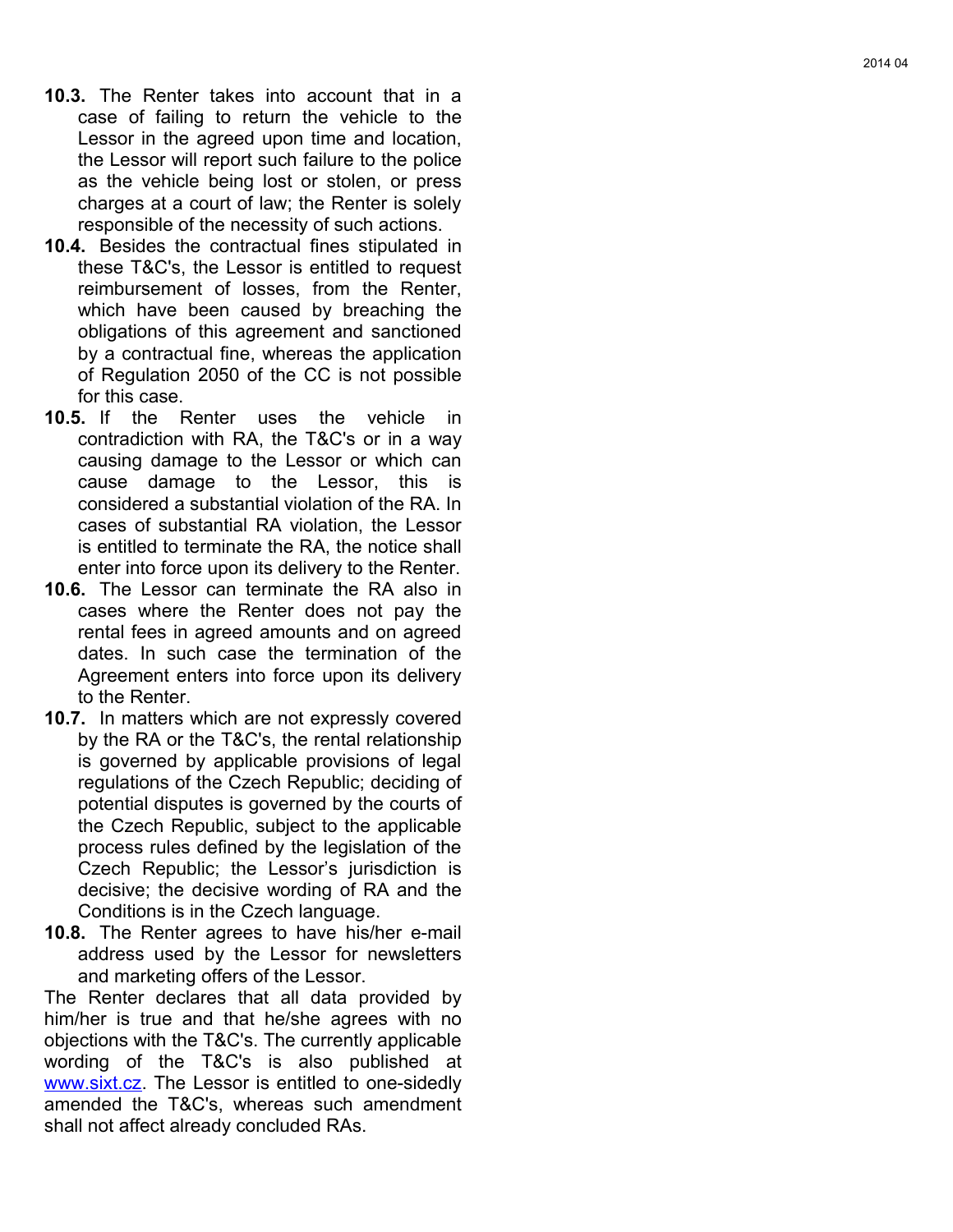**10.3.** The Renter takes into account that in a case of failing to return the vehicle to the Lessor in the agreed upon time and location, the Lessor will report such failure to the police as the vehicle being lost or stolen, or press charges at a court of law; the Renter is solely responsible of the necessity of such actions.

**10.4.** Besides the contractual fines stipulated in these T&C's, the Lessor is entitled to request reimbursement of losses, from the Renter, which have been caused by breaching the obligations of this agreement and sanctioned by a contractual fine, whereas the application of Regulation 2050 of the CC is not possible for this case.

**10.5.** If the Renter uses the vehicle in contradiction with RA, the T&C's or in a way causing damage to the Lessor or which can cause damage to the Lessor, this is considered a substantial violation of the RA. In cases of substantial RA violation, the Lessor is entitled to terminate the RA, the notice shall enter into force upon its delivery to the Renter.

**10.6.** The Lessor can terminate the RA also in cases where the Renter does not pay the rental fees in agreed amounts and on agreed dates. In such case the termination of the Agreement enters into force upon its delivery to the Renter.

**10.7.** In matters which are not expressly covered by the RA or the T&C's, the rental relationship is governed by applicable provisions of legal regulations of the Czech Republic; deciding of potential disputes is governed by the courts of the Czech Republic, subject to the applicable process rules defined by the legislation of the Czech Republic; the Lessor's jurisdiction is decisive; the decisive wording of RA and the Conditions is in the Czech language.

**10.8.** The Renter agrees to have his/her e-mail address used by the Lessor for newsletters and marketing offers of the Lessor.

The Renter declares that all data provided by him/her is true and that he/she agrees with no objections with the T&C's. The currently applicable wording of the T&C's is also published at [www.sixt.cz](http://www.sixt.cz). The Lessor is entitled to one-sidedly amended the T&C's, whereas such amendment shall not affect already concluded RAs.